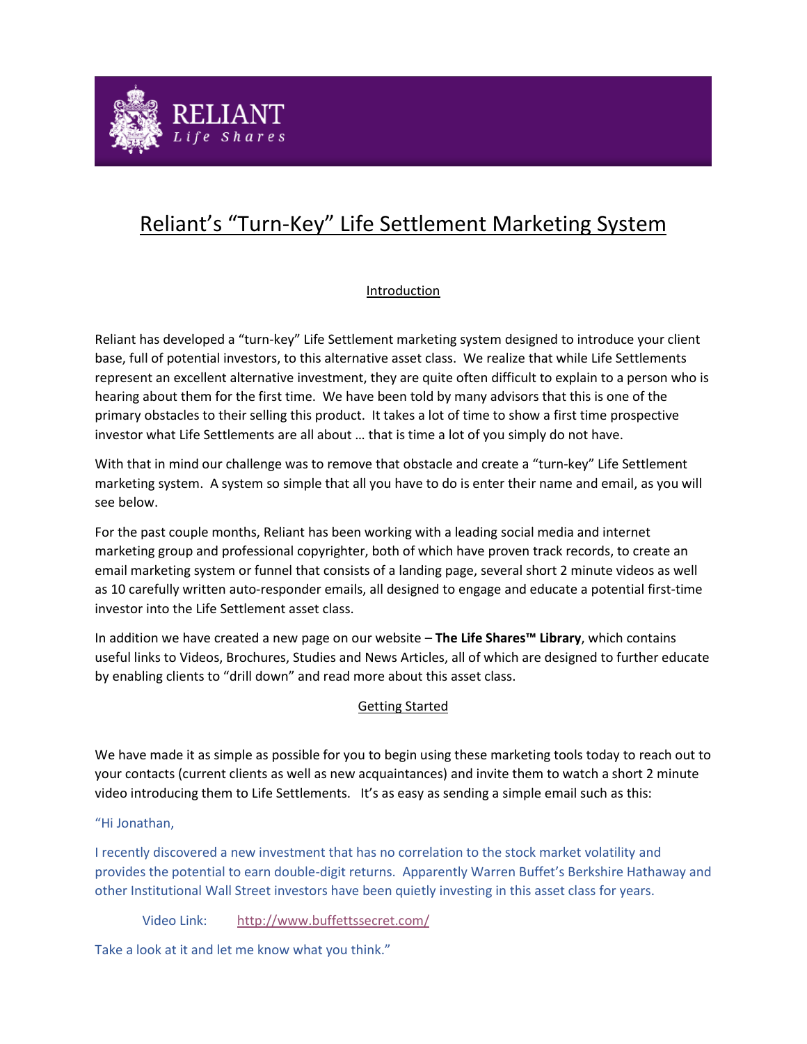RELIANT

*Life Shares*

# Reliant's "Turn-Key" Life Settlement Marketing System

## Introduction

Reliant has developed a "turn-key" Life Settlement marketing system designed to introduce your client base, full of potential investors, to this alternative asset class. We realize that while Life Settlements represent an excellent alternative investment, they are quite often difficult to explain to a person who is hearing about them for the first time. We have been told by many advisors that this is one of the primary obstacles to their selling this product. It takes a lot of time to show a first time prospective investor what Life Settlements are all about … that is time a lot of you simply do not have.

With that in mind our challenge was to remove that obstacle and create a "turn-key" Life Settlement marketing system. A system so simple that all you have to do is enter their name and email, as you will see below.

For the past couple months, Reliant has been working with a leading social media and internet marketing group and professional copyrighter, both of which have proven track records, to create an email marketing system or funnel that consists of a landing page, several short 2 minute videos as well as 10 carefully written auto-responder emails, all designed to engage and educate a potential first-time investor into the Life Settlement asset class.

In addition we have created a new page on our website – **The Life Shares™ Library**, which contains useful links to Videos, Brochures, Studies and News Articles, all of which are designed to further educate by enabling clients to "drill down" and read more about this asset class.

## Getting Started

We have made it as simple as possible for you to begin using these marketing tools today to reach out to your contacts (current clients as well as new acquaintances) and invite them to watch a short 2 minute video introducing them to Life Settlements. It's as easy as sending a simple email such as this:

"Hi Jonathan,

I recently discovered a new investment that has no correlation to the stock market volatility and provides the potential to earn double-digit returns. Apparently Warren Buffet's Berkshire Hathaway and other Institutional Wall Street investors have been quietly investing in this asset class for years.

Video Link: http://www.buffettssecret.com/

Take a look at it and let me know what you think."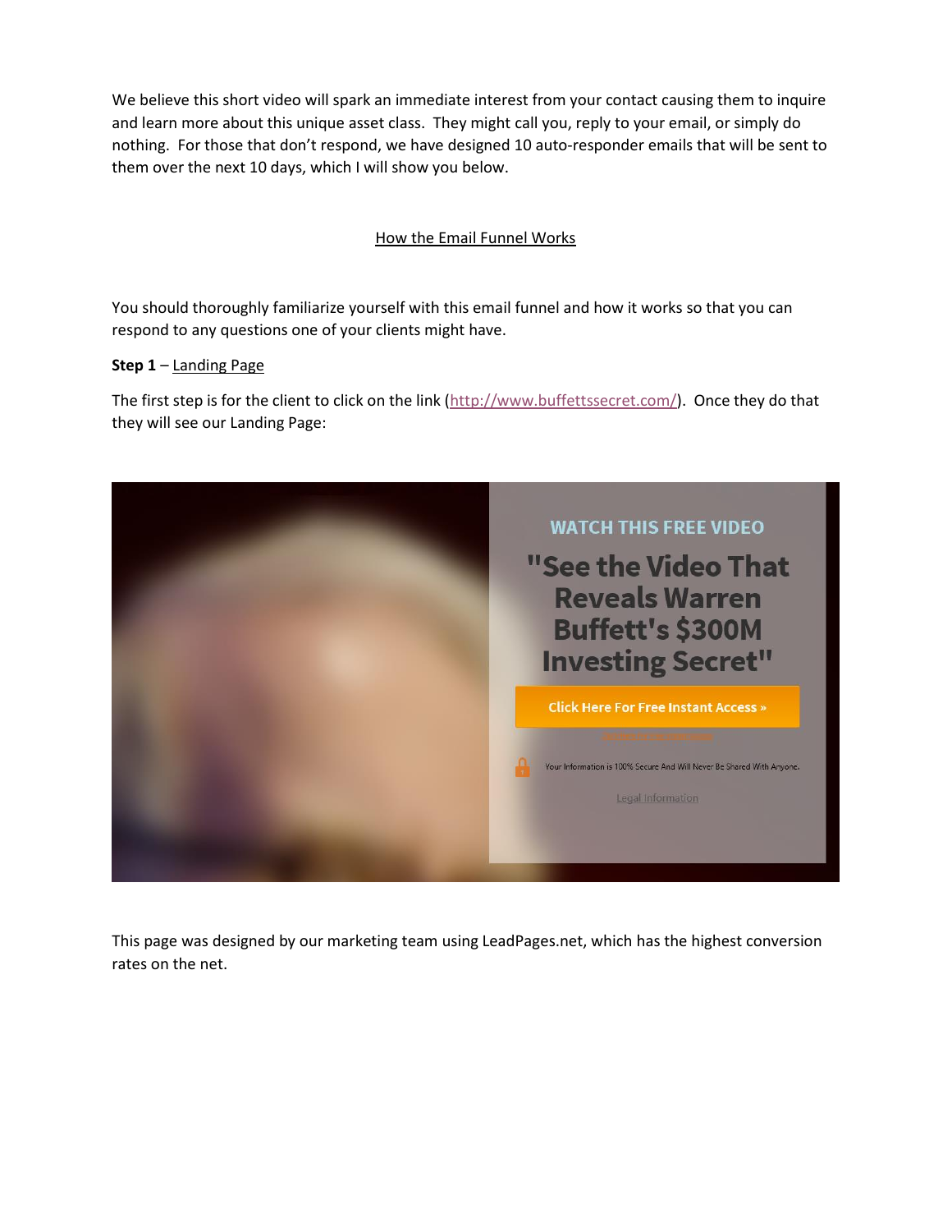We believe this short video will spark an immediate interest from your contact causing them to inquire and learn more about this unique asset class. They might call you, reply to your email, or simply do nothing. For those that don't respond, we have designed 10 auto-responder emails that will be sent to them over the next 10 days, which I will show you below.

## How the Email Funnel Works

You should thoroughly familiarize yourself with this email funnel and how it works so that you can respond to any questions one of your clients might have.

**Step 1** – Landing Page

The first step is for the client to click on the link (http://www.buffettssecret.com/). Once they do that they will see our Landing Page:

WATCH THIS FREE VIDEO

"See the Video That Reveals Warren Buffett's $300M Investing Secret"

Click Here For Free Instant Access »

Your Information is 100% Secure And Will Never Be Shared With Anyone.

Legal Information

This page was designed by our marketing team using LeadPages.net, which has the highest conversion rates on the net.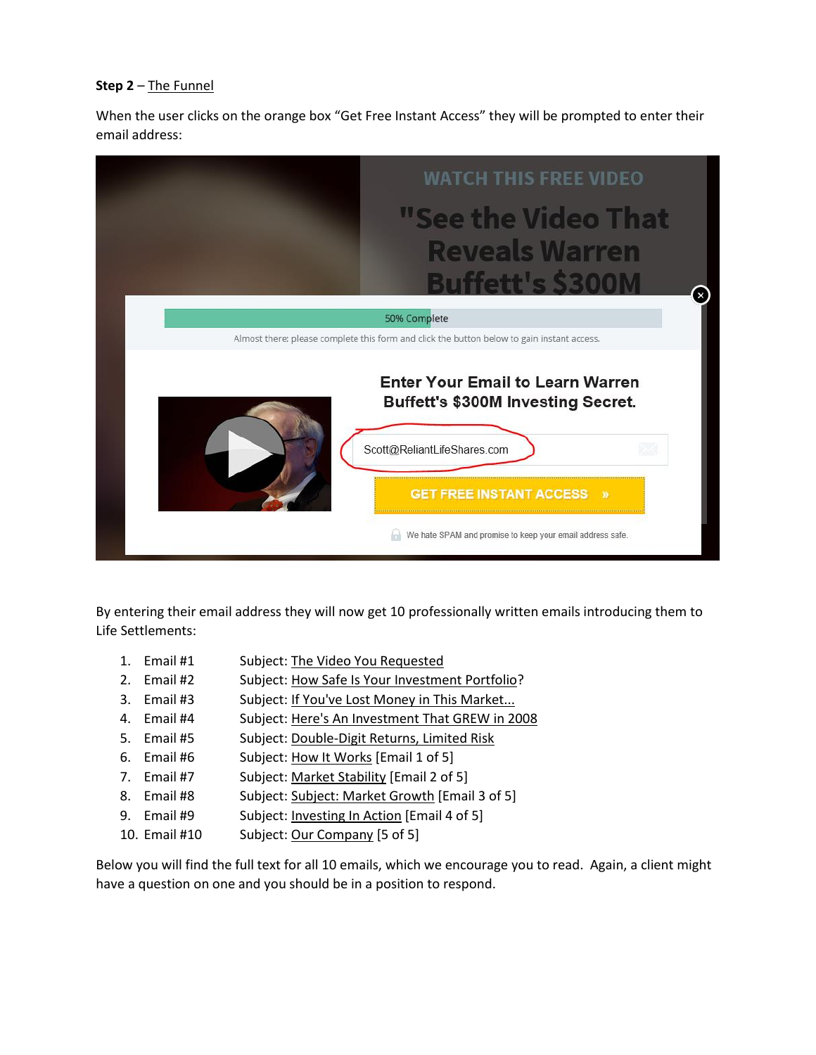**Step 2** – The Funnel

When the user clicks on the orange box "Get Free Instant Access" they will be prompted to enter their email address:

By entering their email address they will now get 10 professionally written emails introducing them to Life Settlements:

1. Email #1 Subject: The Video You Requested
2. Email #2 Subject: How Safe Is Your Investment Portfolio?
3. Email #3 Subject: If You've Lost Money in This Market...
4. Email #4 Subject: Here's An Investment That GREW in 2008
5. Email #5 Subject: Double-Digit Returns, Limited Risk
6. Email #6 Subject: How It Works [Email 1 of 5]
7. Email #7 Subject: Market Stability [Email 2 of 5]
8. Email #8 Subject: Subject: Market Growth [Email 3 of 5]
9. Email #9 Subject: Investing In Action [Email 4 of 5]
10. Email #10 Subject: Our Company [5 of 5]

Below you will find the full text for all 10 emails, which we encourage you to read. Again, a client might have a question on one and you should be in a position to respond.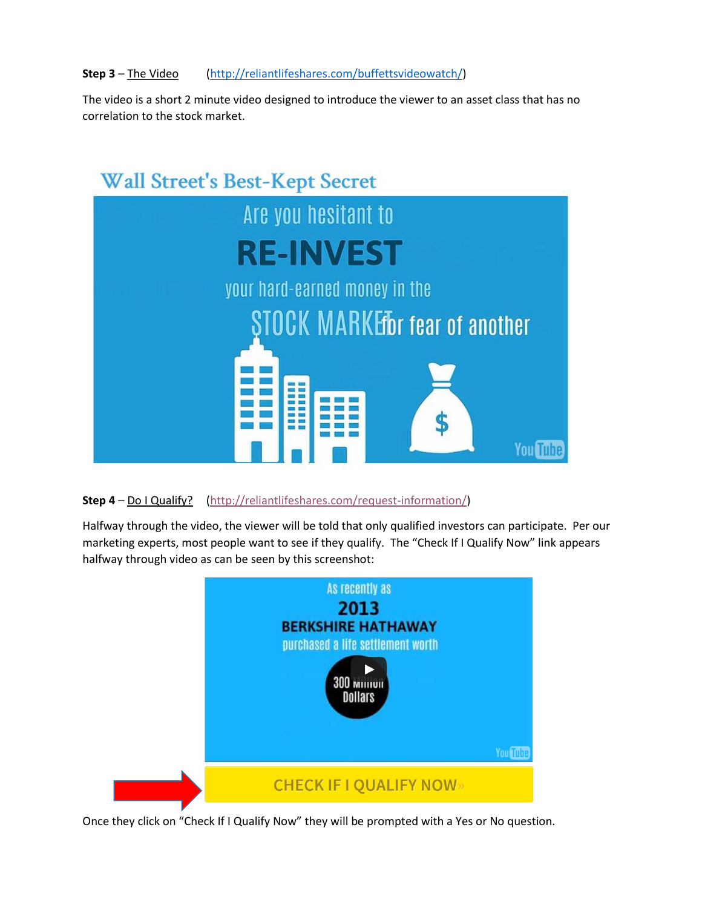**Step 3** – The Video (http://reliantlifeshares.com/buffettsvideowatch/)

The video is a short 2 minute video designed to introduce the viewer to an asset class that has no correlation to the stock market.

Wall Street's Best-Kept Secret

Are you hesitant to RE-INVEST your hard-earned money in the STOCK MARKET for fear of another

**Step 4** – Do I Qualify? (http://reliantlifeshares.com/request-information/)

Halfway through the video, the viewer will be told that only qualified investors can participate. Per our marketing experts, most people want to see if they qualify. The "Check If I Qualify Now" link appears halfway through video as can be seen by this screenshot:

As recently as 2013 BERKSHIRE HATHAWAY purchased a life settlement worth 300 Million Dollars

CHECK IF I QUALIFY NOW»

Once they click on "Check If I Qualify Now" they will be prompted with a Yes or No question.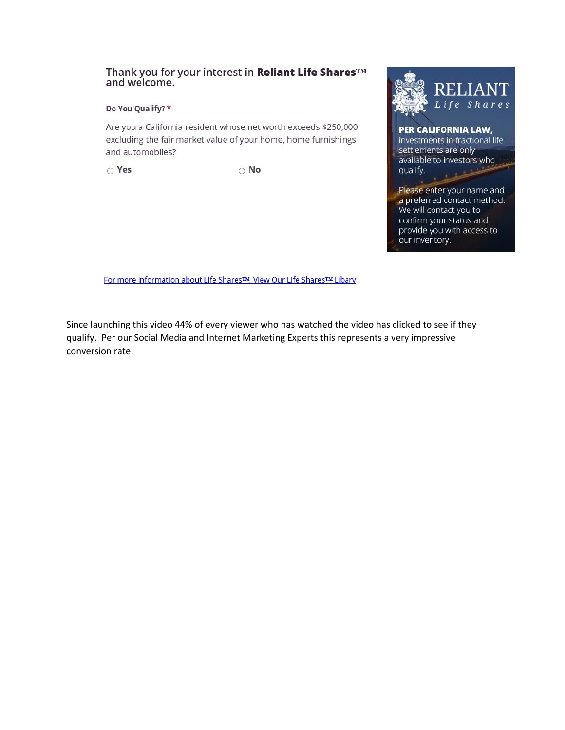Thank you for your interest in **Reliant Life Shares™** and welcome.

**Do You Qualify?** *

Are you a California resident whose net worth exceeds $250,000 excluding the fair market value of your home, home furnishings and automobiles?

○ **Yes** ○ **No**

RELIANT
*Life Shares*

**PER CALIFORNIA LAW,** investments in fractional life settlements are only available to investors who qualify.

Please enter your name and a preferred contact method. We will contact you to confirm your status and provide you with access to our inventory.

For more information about Life Shares™, View Our Life Shares™ Libary

Since launching this video 44% of every viewer who has watched the video has clicked to see if they qualify. Per our Social Media and Internet Marketing Experts this represents a very impressive conversion rate.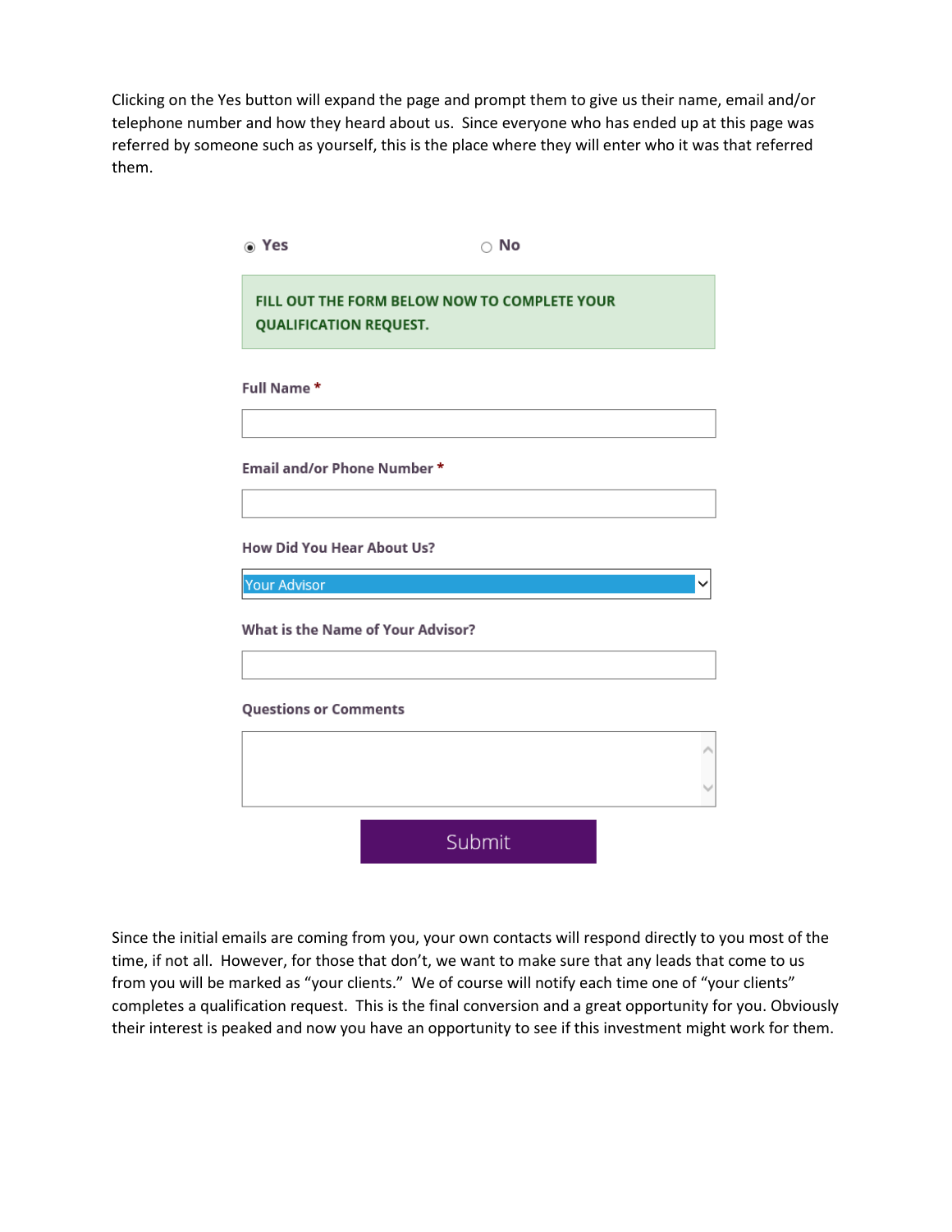Clicking on the Yes button will expand the page and prompt them to give us their name, email and/or telephone number and how they heard about us. Since everyone who has ended up at this page was referred by someone such as yourself, this is the place where they will enter who it was that referred them.

◉ Yes ○ No

**FILL OUT THE FORM BELOW NOW TO COMPLETE YOUR QUALIFICATION REQUEST.**

**Full Name \***

**Email and/or Phone Number \***

**How Did You Hear About Us?**

Your Advisor

**What is the Name of Your Advisor?**

**Questions or Comments**

Submit

Since the initial emails are coming from you, your own contacts will respond directly to you most of the time, if not all. However, for those that don't, we want to make sure that any leads that come to us from you will be marked as "your clients." We of course will notify each time one of "your clients" completes a qualification request. This is the final conversion and a great opportunity for you. Obviously their interest is peaked and now you have an opportunity to see if this investment might work for them.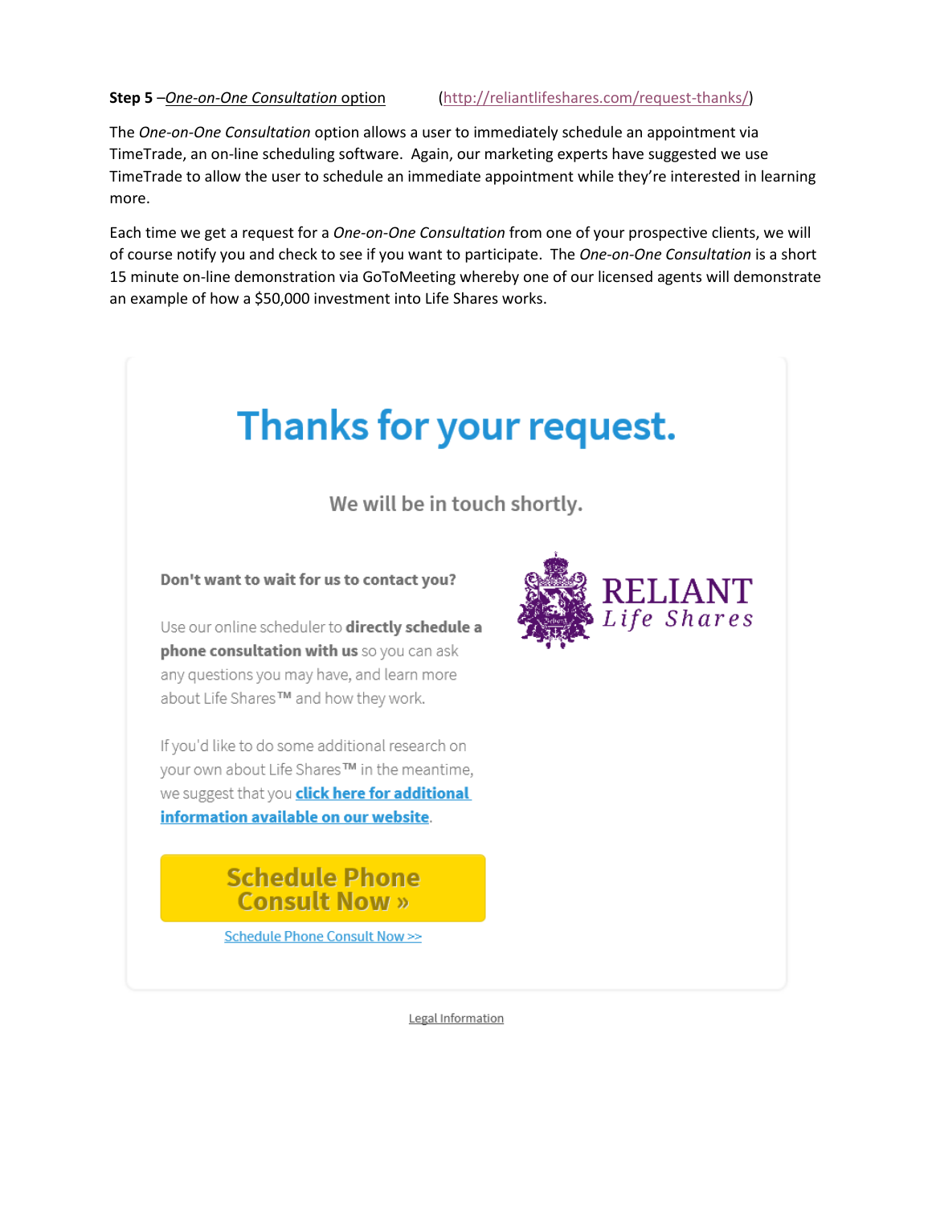**Step 5** –*One-on-One Consultation* option (http://reliantlifeshares.com/request-thanks/)

The *One-on-One Consultation* option allows a user to immediately schedule an appointment via TimeTrade, an on-line scheduling software. Again, our marketing experts have suggested we use TimeTrade to allow the user to schedule an immediate appointment while they're interested in learning more.

Each time we get a request for a *One-on-One Consultation* from one of your prospective clients, we will of course notify you and check to see if you want to participate. The *One-on-One Consultation* is a short 15 minute on-line demonstration via GoToMeeting whereby one of our licensed agents will demonstrate an example of how a $50,000 investment into Life Shares works.

# Thanks for your request.

We will be in touch shortly.

**Don't want to wait for us to contact you?**

Use our online scheduler to **directly schedule a phone consultation with us** so you can ask any questions you may have, and learn more about Life Shares™ and how they work.

If you'd like to do some additional research on your own about Life Shares™ in the meantime, we suggest that you **click here for additional information available on our website**.

RELIANT Life Shares

**Schedule Phone Consult Now »**

Schedule Phone Consult Now >>

Legal Information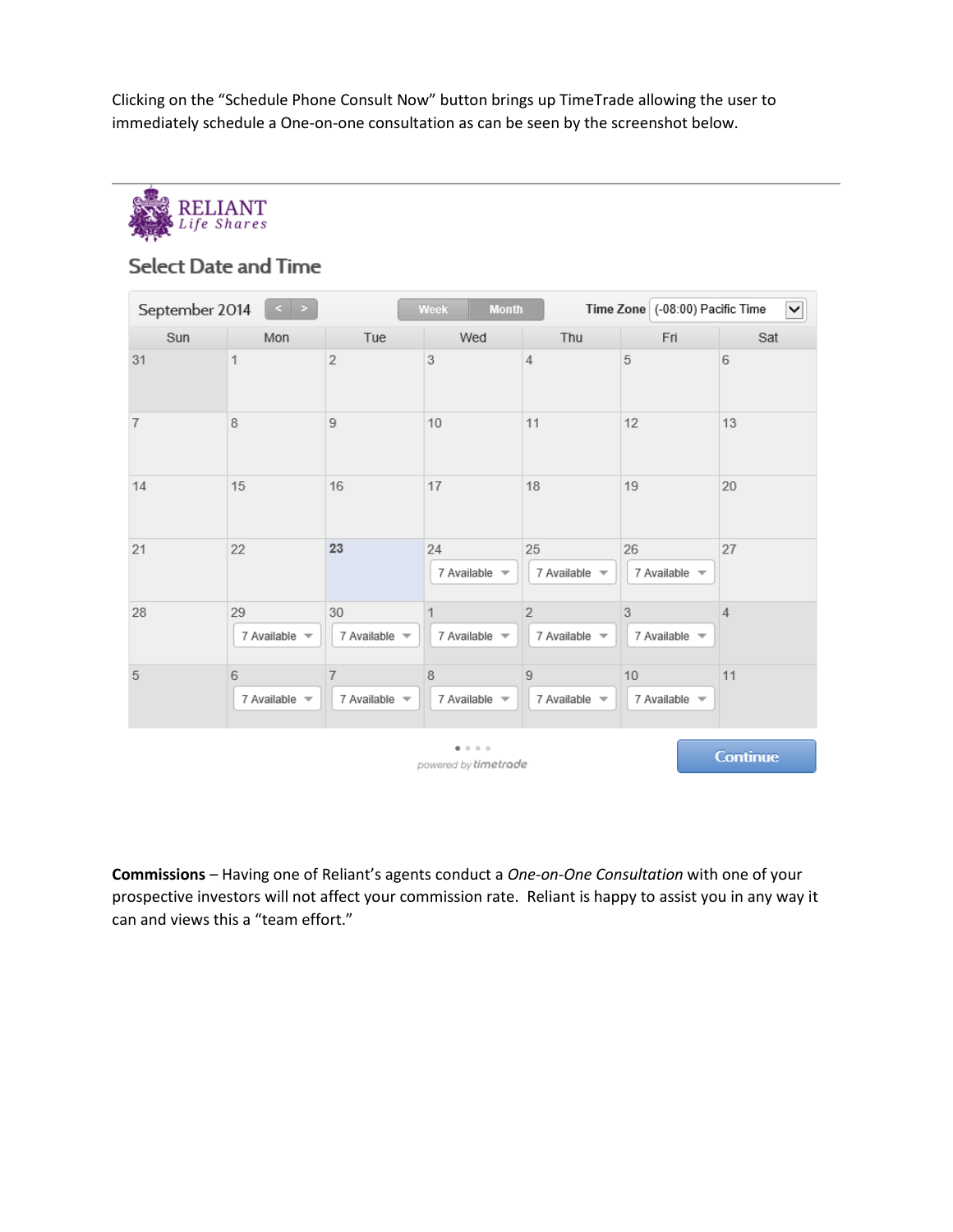Clicking on the "Schedule Phone Consult Now" button brings up TimeTrade allowing the user to immediately schedule a One-on-one consultation as can be seen by the screenshot below.

RELIANT
*Life Shares*

## Select Date and Time

September 2014 | Week | Month | Time Zone (-08:00) Pacific Time

| Sun | Mon | Tue | Wed | Thu | Fri | Sat |
|---|---|---|---|---|---|---|
| 31 | 1 | 2 | 3 | 4 | 5 | 6 |
| 7 | 8 | 9 | 10 | 11 | 12 | 13 |
| 14 | 15 | 16 | 17 | 18 | 19 | 20 |
| 21 | 22 | 23 | 24 7 Available | 25 7 Available | 26 7 Available | 27 |
| 28 | 29 7 Available | 30 7 Available | 1 7 Available | 2 7 Available | 3 7 Available | 4 |
| 5 | 6 7 Available | 7 7 Available | 8 7 Available | 9 7 Available | 10 7 Available | 11 |

powered by timetrade

Continue

**Commissions** – Having one of Reliant's agents conduct a *One-on-One Consultation* with one of your prospective investors will not affect your commission rate. Reliant is happy to assist you in any way it can and views this a "team effort."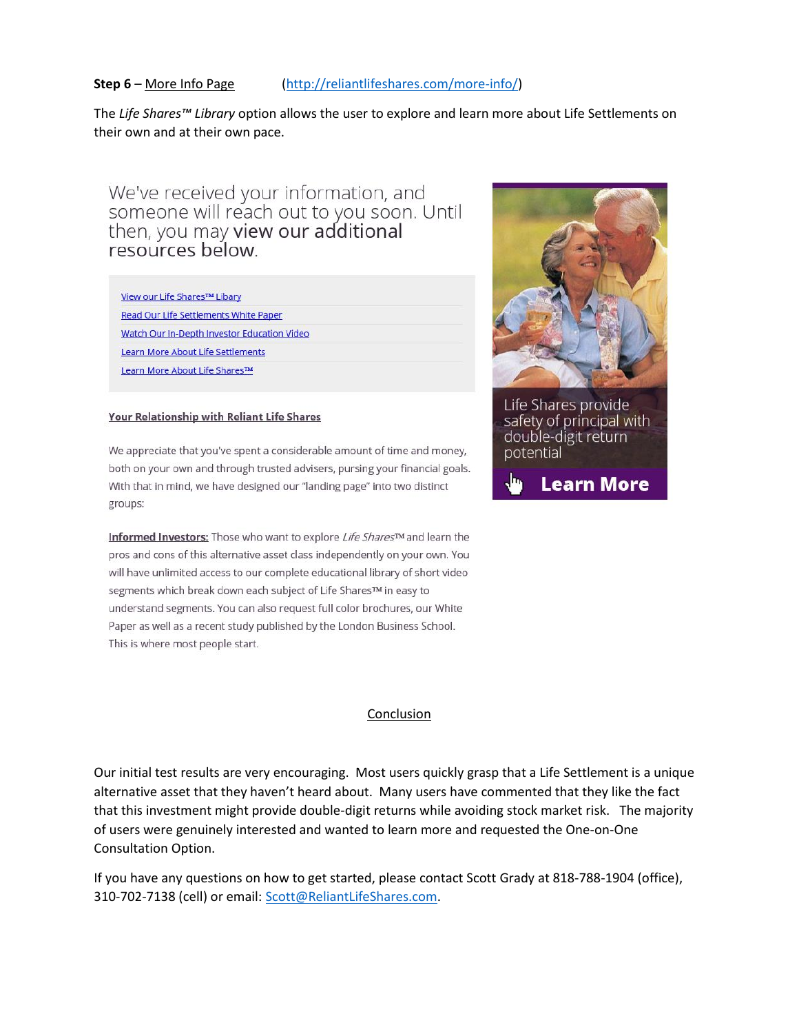**Step 6** – More Info Page (http://reliantlifeshares.com/more-info/)

The *Life Shares™ Library* option allows the user to explore and learn more about Life Settlements on their own and at their own pace.

We've received your information, and someone will reach out to you soon. Until then, you may **view our additional resources below**.

- View our Life Shares™ Libary
- Read Our Life Settlements White Paper
- Watch Our In-Depth Investor Education Video
- Learn More About Life Settlements
- Learn More About Life Shares™

**Your Relationship with Reliant Life Shares**

We appreciate that you've spent a considerable amount of time and money, both on your own and through trusted advisers, pursing your financial goals. With that in mind, we have designed our "landing page" into two distinct groups:

**Informed Investors:** Those who want to explore *Life Shares*™ and learn the pros and cons of this alternative asset class independently on your own. You will have unlimited access to our complete educational library of short video segments which break down each subject of Life Shares™ in easy to understand segments. You can also request full color brochures, our White Paper as well as a recent study published by the London Business School. This is where most people start.

Life Shares provide safety of principal with double-digit return potential

**Learn More**

## Conclusion

Our initial test results are very encouraging. Most users quickly grasp that a Life Settlement is a unique alternative asset that they haven't heard about. Many users have commented that they like the fact that this investment might provide double-digit returns while avoiding stock market risk. The majority of users were genuinely interested and wanted to learn more and requested the One-on-One Consultation Option.

If you have any questions on how to get started, please contact Scott Grady at 818-788-1904 (office), 310-702-7138 (cell) or email: Scott@ReliantLifeShares.com.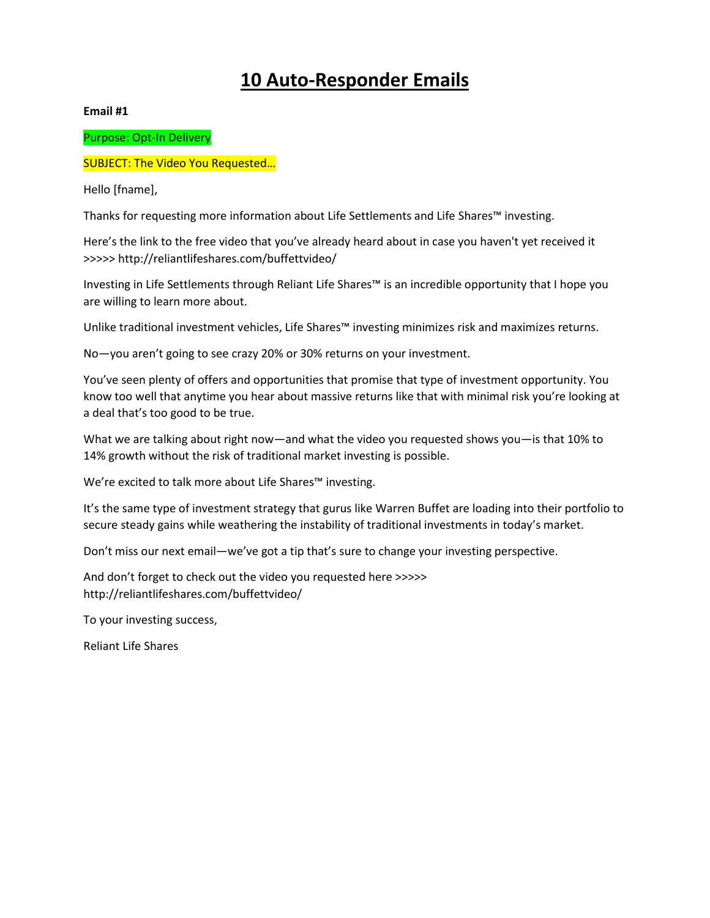# 10 Auto-Responder Emails

**Email #1**

Purpose: Opt-In Delivery

SUBJECT: The Video You Requested…

Hello [fname],

Thanks for requesting more information about Life Settlements and Life Shares™ investing.

Here's the link to the free video that you've already heard about in case you haven't yet received it >>>>> http://reliantlifeshares.com/buffettvideo/

Investing in Life Settlements through Reliant Life Shares™ is an incredible opportunity that I hope you are willing to learn more about.

Unlike traditional investment vehicles, Life Shares™ investing minimizes risk and maximizes returns.

No—you aren't going to see crazy 20% or 30% returns on your investment.

You've seen plenty of offers and opportunities that promise that type of investment opportunity. You know too well that anytime you hear about massive returns like that with minimal risk you're looking at a deal that's too good to be true.

What we are talking about right now—and what the video you requested shows you—is that 10% to 14% growth without the risk of traditional market investing is possible.

We're excited to talk more about Life Shares™ investing.

It's the same type of investment strategy that gurus like Warren Buffet are loading into their portfolio to secure steady gains while weathering the instability of traditional investments in today's market.

Don't miss our next email—we've got a tip that's sure to change your investing perspective.

And don't forget to check out the video you requested here >>>>> http://reliantlifeshares.com/buffettvideo/

To your investing success,

Reliant Life Shares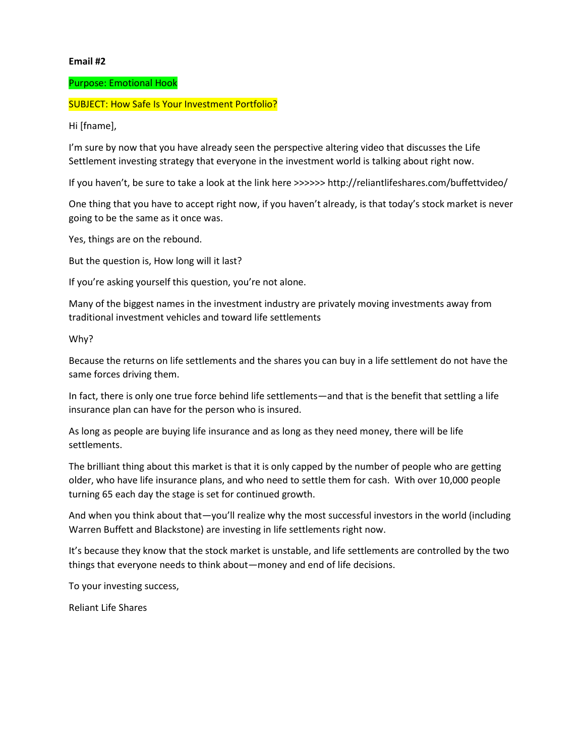**Email #2**

Purpose: Emotional Hook

SUBJECT: How Safe Is Your Investment Portfolio?

Hi [fname],

I'm sure by now that you have already seen the perspective altering video that discusses the Life Settlement investing strategy that everyone in the investment world is talking about right now.

If you haven't, be sure to take a look at the link here >>>>>> http://reliantlifeshares.com/buffettvideo/

One thing that you have to accept right now, if you haven't already, is that today's stock market is never going to be the same as it once was.

Yes, things are on the rebound.

But the question is, How long will it last?

If you're asking yourself this question, you're not alone.

Many of the biggest names in the investment industry are privately moving investments away from traditional investment vehicles and toward life settlements

Why?

Because the returns on life settlements and the shares you can buy in a life settlement do not have the same forces driving them.

In fact, there is only one true force behind life settlements—and that is the benefit that settling a life insurance plan can have for the person who is insured.

As long as people are buying life insurance and as long as they need money, there will be life settlements.

The brilliant thing about this market is that it is only capped by the number of people who are getting older, who have life insurance plans, and who need to settle them for cash. With over 10,000 people turning 65 each day the stage is set for continued growth.

And when you think about that—you'll realize why the most successful investors in the world (including Warren Buffett and Blackstone) are investing in life settlements right now.

It's because they know that the stock market is unstable, and life settlements are controlled by the two things that everyone needs to think about—money and end of life decisions.

To your investing success,

Reliant Life Shares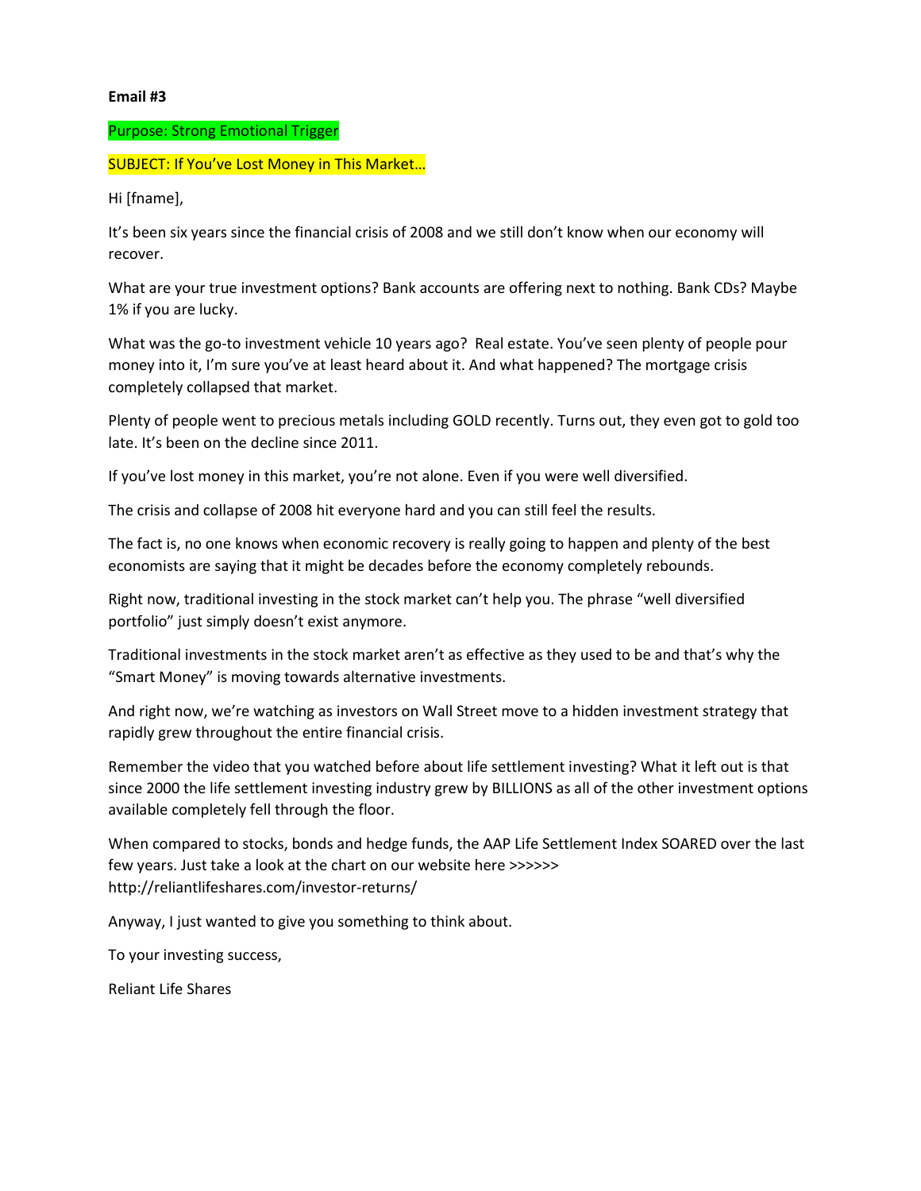**Email #3**

Purpose: Strong Emotional Trigger

SUBJECT: If You've Lost Money in This Market…

Hi [fname],

It's been six years since the financial crisis of 2008 and we still don't know when our economy will recover.

What are your true investment options? Bank accounts are offering next to nothing. Bank CDs? Maybe 1% if you are lucky.

What was the go-to investment vehicle 10 years ago? Real estate. You've seen plenty of people pour money into it, I'm sure you've at least heard about it. And what happened? The mortgage crisis completely collapsed that market.

Plenty of people went to precious metals including GOLD recently. Turns out, they even got to gold too late. It's been on the decline since 2011.

If you've lost money in this market, you're not alone. Even if you were well diversified.

The crisis and collapse of 2008 hit everyone hard and you can still feel the results.

The fact is, no one knows when economic recovery is really going to happen and plenty of the best economists are saying that it might be decades before the economy completely rebounds.

Right now, traditional investing in the stock market can't help you. The phrase "well diversified portfolio" just simply doesn't exist anymore.

Traditional investments in the stock market aren't as effective as they used to be and that's why the "Smart Money" is moving towards alternative investments.

And right now, we're watching as investors on Wall Street move to a hidden investment strategy that rapidly grew throughout the entire financial crisis.

Remember the video that you watched before about life settlement investing? What it left out is that since 2000 the life settlement investing industry grew by BILLIONS as all of the other investment options available completely fell through the floor.

When compared to stocks, bonds and hedge funds, the AAP Life Settlement Index SOARED over the last few years. Just take a look at the chart on our website here >>>>>> http://reliantlifeshares.com/investor-returns/

Anyway, I just wanted to give you something to think about.

To your investing success,

Reliant Life Shares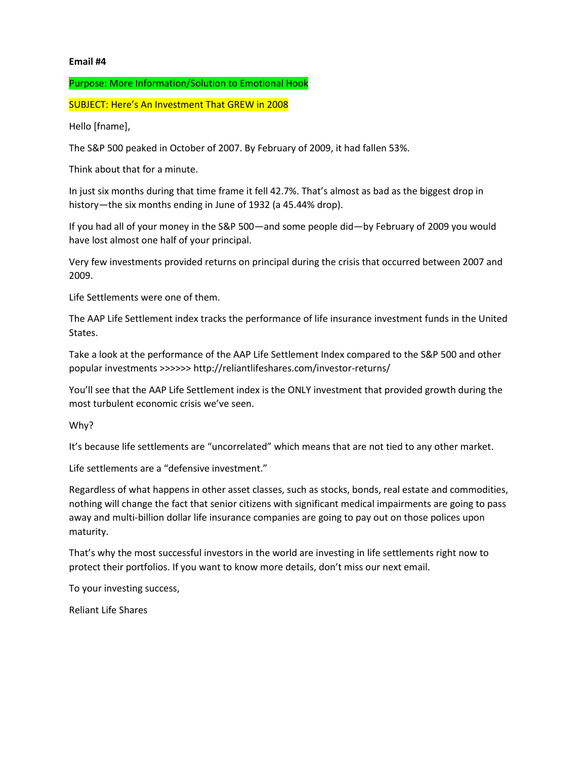**Email #4**

Purpose: More Information/Solution to Emotional Hook

SUBJECT: Here's An Investment That GREW in 2008

Hello [fname],

The S&P 500 peaked in October of 2007. By February of 2009, it had fallen 53%.

Think about that for a minute.

In just six months during that time frame it fell 42.7%. That's almost as bad as the biggest drop in history—the six months ending in June of 1932 (a 45.44% drop).

If you had all of your money in the S&P 500—and some people did—by February of 2009 you would have lost almost one half of your principal.

Very few investments provided returns on principal during the crisis that occurred between 2007 and 2009.

Life Settlements were one of them.

The AAP Life Settlement index tracks the performance of life insurance investment funds in the United States.

Take a look at the performance of the AAP Life Settlement Index compared to the S&P 500 and other popular investments >>>>>> http://reliantlifeshares.com/investor-returns/

You'll see that the AAP Life Settlement index is the ONLY investment that provided growth during the most turbulent economic crisis we've seen.

Why?

It's because life settlements are "uncorrelated" which means that are not tied to any other market.

Life settlements are a "defensive investment."

Regardless of what happens in other asset classes, such as stocks, bonds, real estate and commodities, nothing will change the fact that senior citizens with significant medical impairments are going to pass away and multi-billion dollar life insurance companies are going to pay out on those polices upon maturity.

That's why the most successful investors in the world are investing in life settlements right now to protect their portfolios. If you want to know more details, don't miss our next email.

To your investing success,

Reliant Life Shares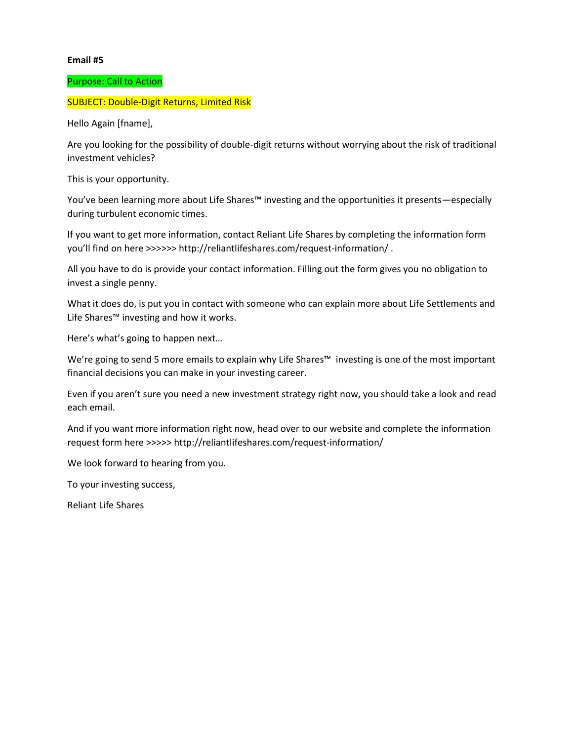**Email #5**

Purpose: Call to Action

SUBJECT: Double-Digit Returns, Limited Risk

Hello Again [fname],

Are you looking for the possibility of double-digit returns without worrying about the risk of traditional investment vehicles?

This is your opportunity.

You've been learning more about Life Shares™ investing and the opportunities it presents—especially during turbulent economic times.

If you want to get more information, contact Reliant Life Shares by completing the information form you'll find on here >>>>>> http://reliantlifeshares.com/request-information/ .

All you have to do is provide your contact information. Filling out the form gives you no obligation to invest a single penny.

What it does do, is put you in contact with someone who can explain more about Life Settlements and Life Shares™ investing and how it works.

Here's what's going to happen next…

We're going to send 5 more emails to explain why Life Shares™ investing is one of the most important financial decisions you can make in your investing career.

Even if you aren't sure you need a new investment strategy right now, you should take a look and read each email.

And if you want more information right now, head over to our website and complete the information request form here >>>>> http://reliantlifeshares.com/request-information/

We look forward to hearing from you.

To your investing success,

Reliant Life Shares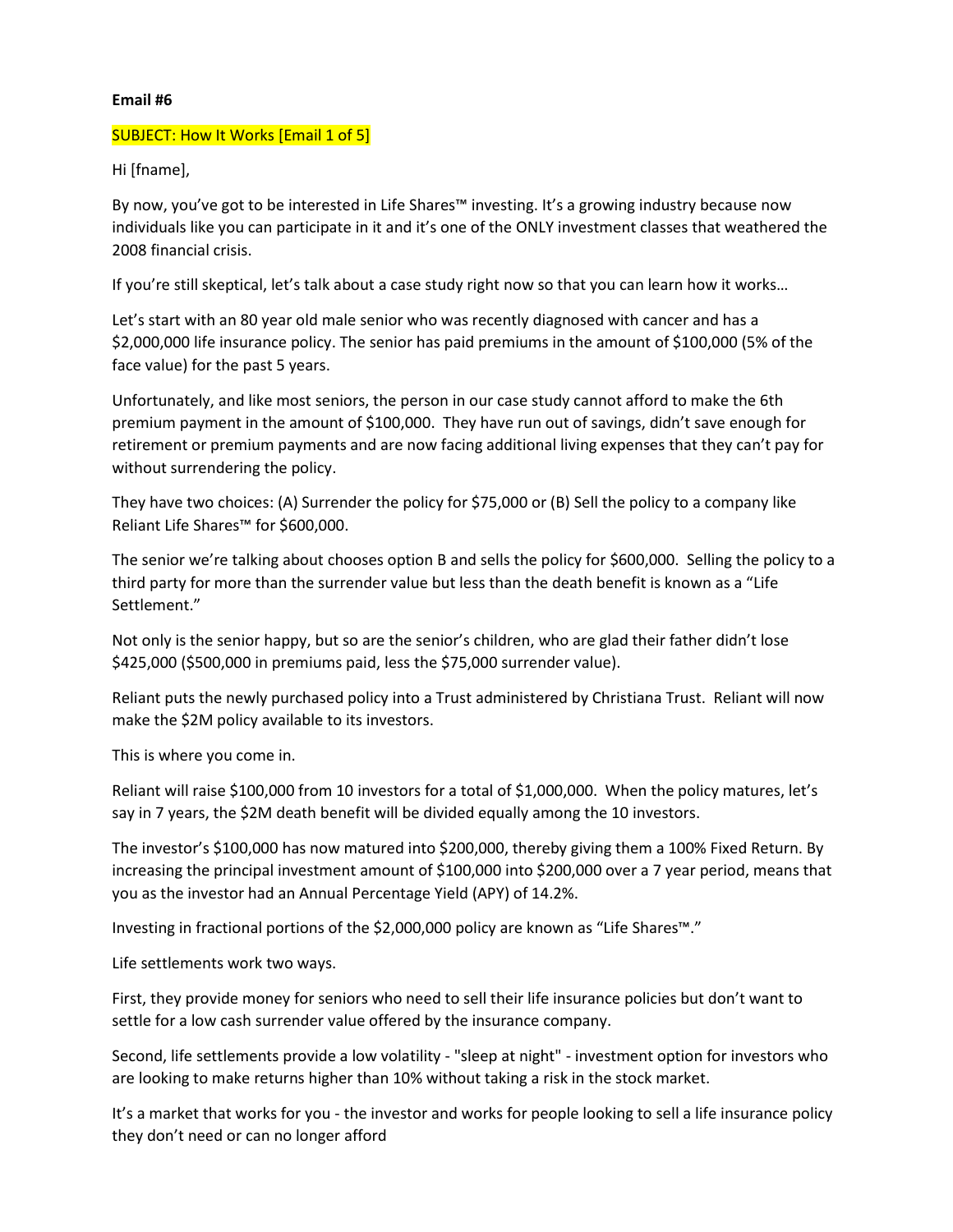**Email #6**

SUBJECT: How It Works [Email 1 of 5]

Hi [fname],

By now, you've got to be interested in Life Shares™ investing. It's a growing industry because now individuals like you can participate in it and it's one of the ONLY investment classes that weathered the 2008 financial crisis.

If you're still skeptical, let's talk about a case study right now so that you can learn how it works…

Let's start with an 80 year old male senior who was recently diagnosed with cancer and has a $2,000,000 life insurance policy. The senior has paid premiums in the amount of $100,000 (5% of the face value) for the past 5 years.

Unfortunately, and like most seniors, the person in our case study cannot afford to make the 6th premium payment in the amount of $100,000. They have run out of savings, didn't save enough for retirement or premium payments and are now facing additional living expenses that they can't pay for without surrendering the policy.

They have two choices: (A) Surrender the policy for $75,000 or (B) Sell the policy to a company like Reliant Life Shares™ for $600,000.

The senior we're talking about chooses option B and sells the policy for $600,000. Selling the policy to a third party for more than the surrender value but less than the death benefit is known as a "Life Settlement."

Not only is the senior happy, but so are the senior's children, who are glad their father didn't lose $425,000 ($500,000 in premiums paid, less the $75,000 surrender value).

Reliant puts the newly purchased policy into a Trust administered by Christiana Trust. Reliant will now make the $2M policy available to its investors.

This is where you come in.

Reliant will raise $100,000 from 10 investors for a total of $1,000,000. When the policy matures, let's say in 7 years, the $2M death benefit will be divided equally among the 10 investors.

The investor's $100,000 has now matured into $200,000, thereby giving them a 100% Fixed Return. By increasing the principal investment amount of $100,000 into $200,000 over a 7 year period, means that you as the investor had an Annual Percentage Yield (APY) of 14.2%.

Investing in fractional portions of the $2,000,000 policy are known as "Life Shares™."

Life settlements work two ways.

First, they provide money for seniors who need to sell their life insurance policies but don't want to settle for a low cash surrender value offered by the insurance company.

Second, life settlements provide a low volatility - "sleep at night" - investment option for investors who are looking to make returns higher than 10% without taking a risk in the stock market.

It's a market that works for you - the investor and works for people looking to sell a life insurance policy they don't need or can no longer afford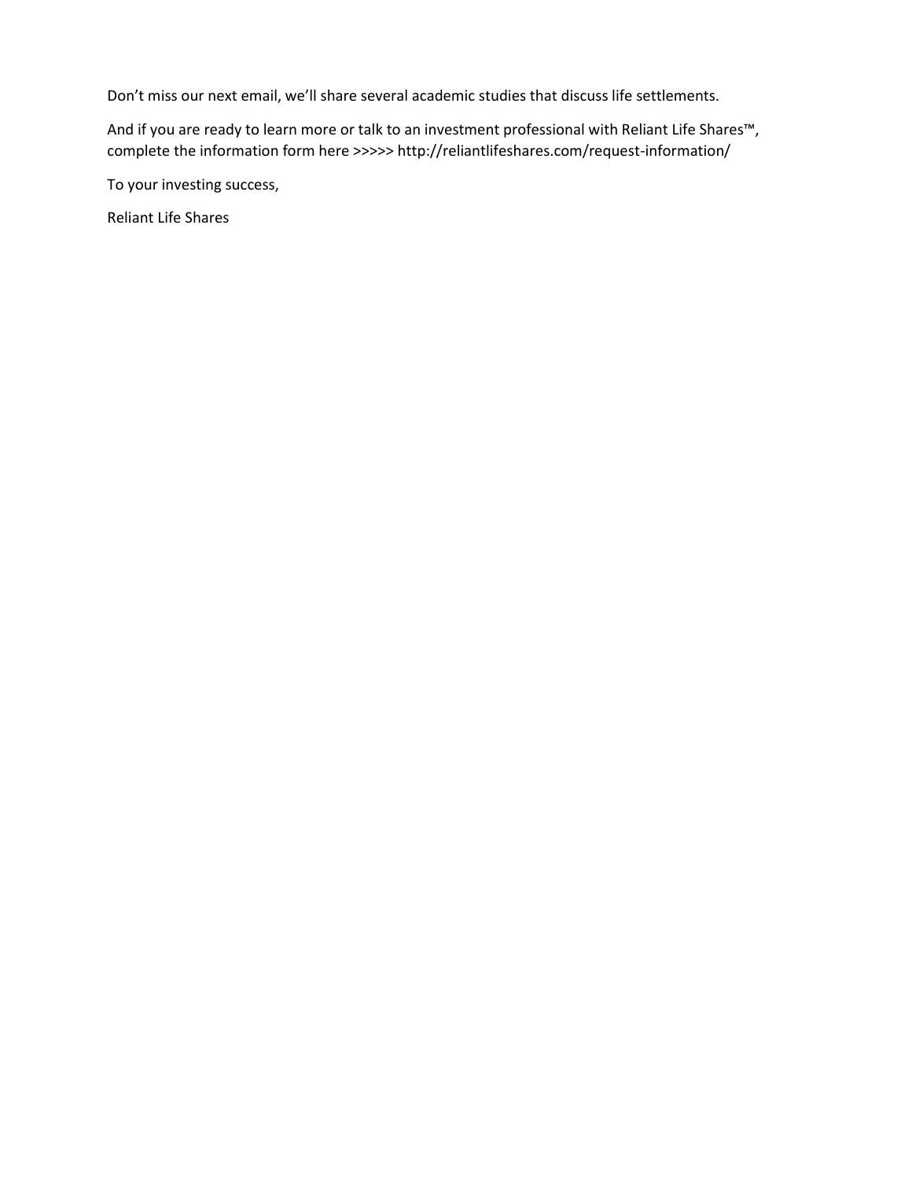Don't miss our next email, we'll share several academic studies that discuss life settlements.

And if you are ready to learn more or talk to an investment professional with Reliant Life Shares™, complete the information form here >>>>> http://reliantlifeshares.com/request-information/

To your investing success,

Reliant Life Shares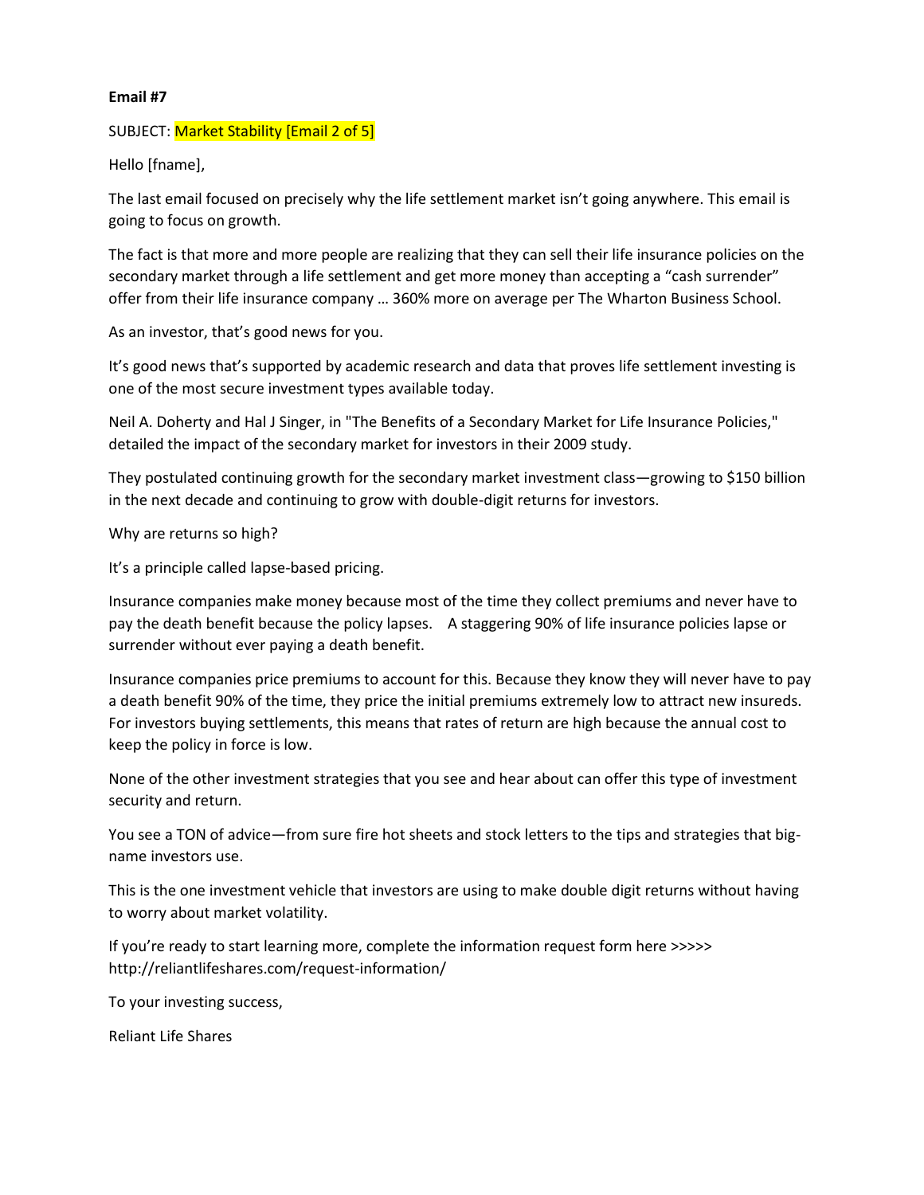**Email #7**

SUBJECT: Market Stability [Email 2 of 5]

Hello [fname],

The last email focused on precisely why the life settlement market isn't going anywhere. This email is going to focus on growth.

The fact is that more and more people are realizing that they can sell their life insurance policies on the secondary market through a life settlement and get more money than accepting a "cash surrender" offer from their life insurance company … 360% more on average per The Wharton Business School.

As an investor, that's good news for you.

It's good news that's supported by academic research and data that proves life settlement investing is one of the most secure investment types available today.

Neil A. Doherty and Hal J Singer, in "The Benefits of a Secondary Market for Life Insurance Policies," detailed the impact of the secondary market for investors in their 2009 study.

They postulated continuing growth for the secondary market investment class—growing to $150 billion in the next decade and continuing to grow with double-digit returns for investors.

Why are returns so high?

It's a principle called lapse-based pricing.

Insurance companies make money because most of the time they collect premiums and never have to pay the death benefit because the policy lapses. A staggering 90% of life insurance policies lapse or surrender without ever paying a death benefit.

Insurance companies price premiums to account for this. Because they know they will never have to pay a death benefit 90% of the time, they price the initial premiums extremely low to attract new insureds. For investors buying settlements, this means that rates of return are high because the annual cost to keep the policy in force is low.

None of the other investment strategies that you see and hear about can offer this type of investment security and return.

You see a TON of advice—from sure fire hot sheets and stock letters to the tips and strategies that big-name investors use.

This is the one investment vehicle that investors are using to make double digit returns without having to worry about market volatility.

If you're ready to start learning more, complete the information request form here >>>>> http://reliantlifeshares.com/request-information/

To your investing success,

Reliant Life Shares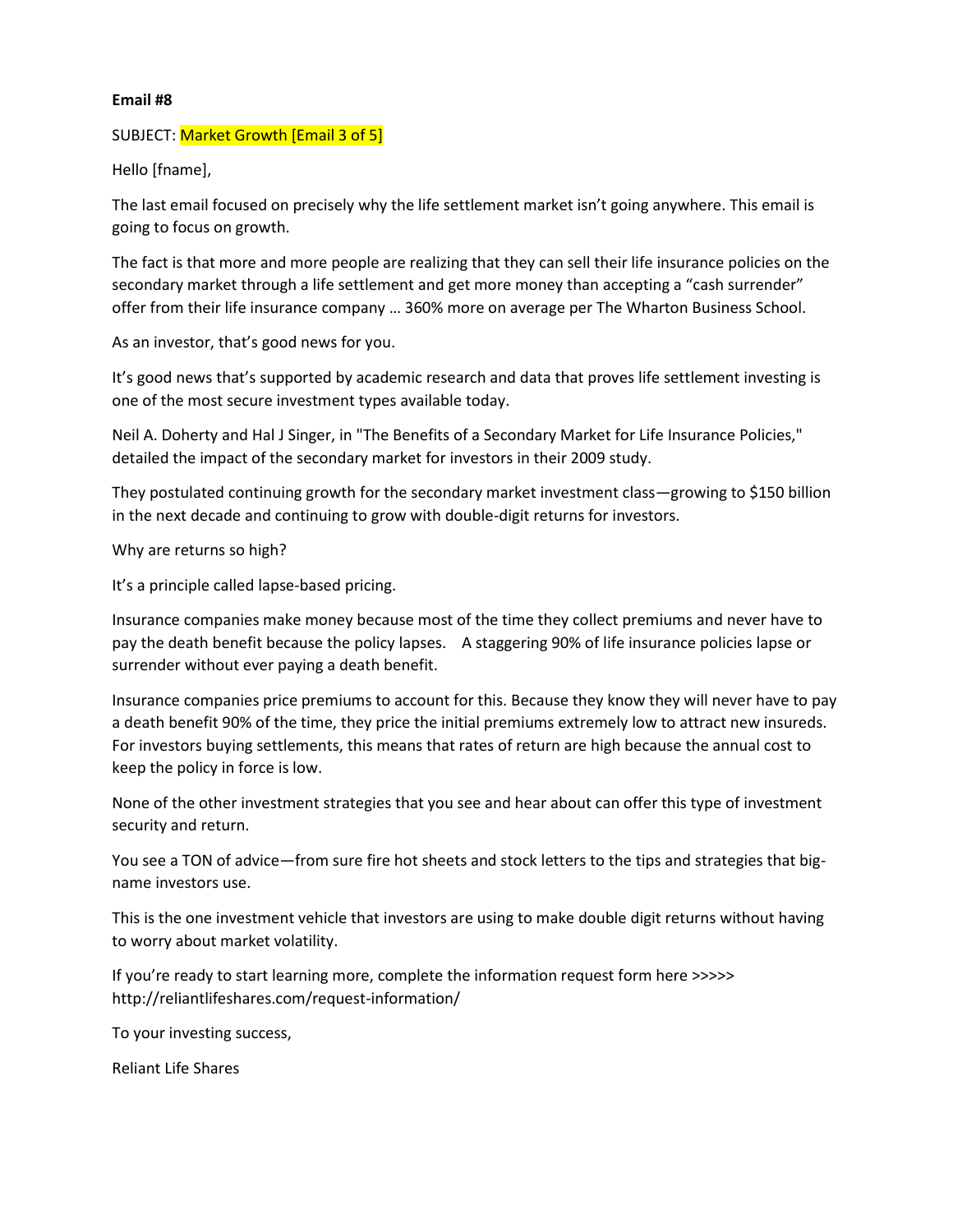**Email #8**

SUBJECT: Market Growth [Email 3 of 5]

Hello [fname],

The last email focused on precisely why the life settlement market isn't going anywhere. This email is going to focus on growth.

The fact is that more and more people are realizing that they can sell their life insurance policies on the secondary market through a life settlement and get more money than accepting a "cash surrender" offer from their life insurance company … 360% more on average per The Wharton Business School.

As an investor, that's good news for you.

It's good news that's supported by academic research and data that proves life settlement investing is one of the most secure investment types available today.

Neil A. Doherty and Hal J Singer, in "The Benefits of a Secondary Market for Life Insurance Policies," detailed the impact of the secondary market for investors in their 2009 study.

They postulated continuing growth for the secondary market investment class—growing to $150 billion in the next decade and continuing to grow with double-digit returns for investors.

Why are returns so high?

It's a principle called lapse-based pricing.

Insurance companies make money because most of the time they collect premiums and never have to pay the death benefit because the policy lapses. A staggering 90% of life insurance policies lapse or surrender without ever paying a death benefit.

Insurance companies price premiums to account for this. Because they know they will never have to pay a death benefit 90% of the time, they price the initial premiums extremely low to attract new insureds. For investors buying settlements, this means that rates of return are high because the annual cost to keep the policy in force is low.

None of the other investment strategies that you see and hear about can offer this type of investment security and return.

You see a TON of advice—from sure fire hot sheets and stock letters to the tips and strategies that big-name investors use.

This is the one investment vehicle that investors are using to make double digit returns without having to worry about market volatility.

If you're ready to start learning more, complete the information request form here >>>>> http://reliantlifeshares.com/request-information/

To your investing success,

Reliant Life Shares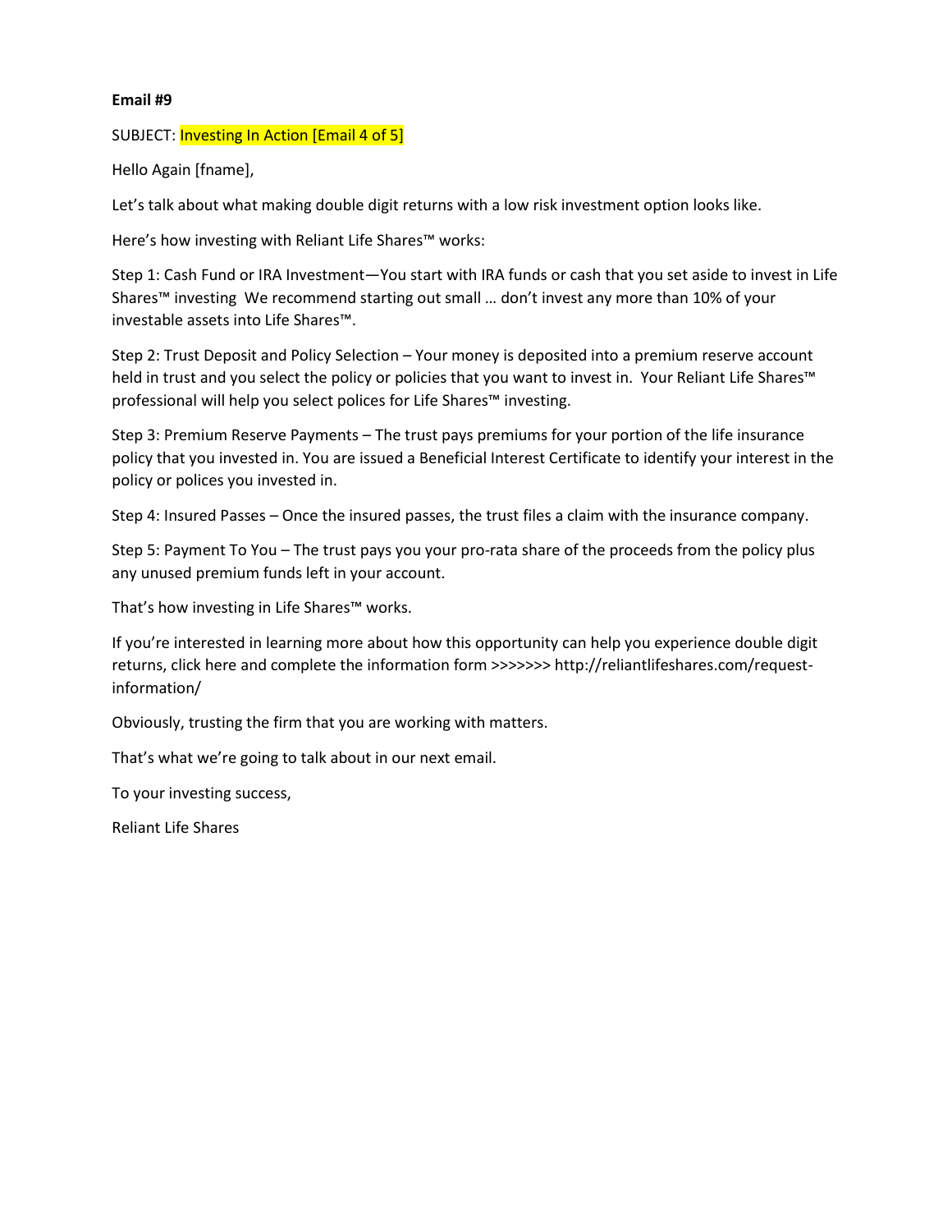**Email #9**

SUBJECT: Investing In Action [Email 4 of 5]

Hello Again [fname],

Let's talk about what making double digit returns with a low risk investment option looks like.

Here's how investing with Reliant Life Shares™ works:

Step 1: Cash Fund or IRA Investment—You start with IRA funds or cash that you set aside to invest in Life Shares™ investing  We recommend starting out small … don't invest any more than 10% of your investable assets into Life Shares™.

Step 2: Trust Deposit and Policy Selection – Your money is deposited into a premium reserve account held in trust and you select the policy or policies that you want to invest in.  Your Reliant Life Shares™ professional will help you select polices for Life Shares™ investing.

Step 3: Premium Reserve Payments – The trust pays premiums for your portion of the life insurance policy that you invested in. You are issued a Beneficial Interest Certificate to identify your interest in the policy or polices you invested in.

Step 4: Insured Passes – Once the insured passes, the trust files a claim with the insurance company.

Step 5: Payment To You – The trust pays you your pro-rata share of the proceeds from the policy plus any unused premium funds left in your account.

That's how investing in Life Shares™ works.

If you're interested in learning more about how this opportunity can help you experience double digit returns, click here and complete the information form >>>>>>> http://reliantlifeshares.com/request-information/

Obviously, trusting the firm that you are working with matters.

That's what we're going to talk about in our next email.

To your investing success,

Reliant Life Shares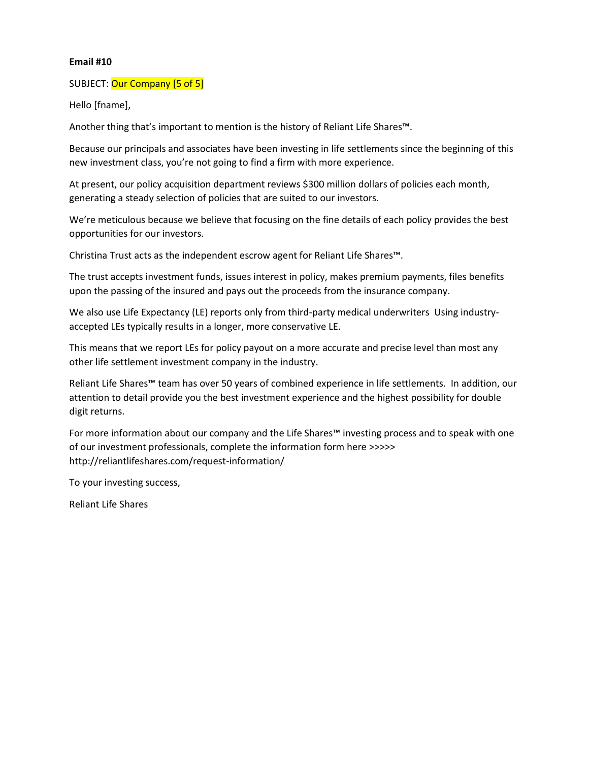**Email #10**

SUBJECT: Our Company [5 of 5]

Hello [fname],

Another thing that's important to mention is the history of Reliant Life Shares™.

Because our principals and associates have been investing in life settlements since the beginning of this new investment class, you're not going to find a firm with more experience.

At present, our policy acquisition department reviews $300 million dollars of policies each month, generating a steady selection of policies that are suited to our investors.

We're meticulous because we believe that focusing on the fine details of each policy provides the best opportunities for our investors.

Christina Trust acts as the independent escrow agent for Reliant Life Shares™.

The trust accepts investment funds, issues interest in policy, makes premium payments, files benefits upon the passing of the insured and pays out the proceeds from the insurance company.

We also use Life Expectancy (LE) reports only from third-party medical underwriters  Using industry-accepted LEs typically results in a longer, more conservative LE.

This means that we report LEs for policy payout on a more accurate and precise level than most any other life settlement investment company in the industry.

Reliant Life Shares™ team has over 50 years of combined experience in life settlements.  In addition, our attention to detail provide you the best investment experience and the highest possibility for double digit returns.

For more information about our company and the Life Shares™ investing process and to speak with one of our investment professionals, complete the information form here >>>>> http://reliantlifeshares.com/request-information/

To your investing success,

Reliant Life Shares